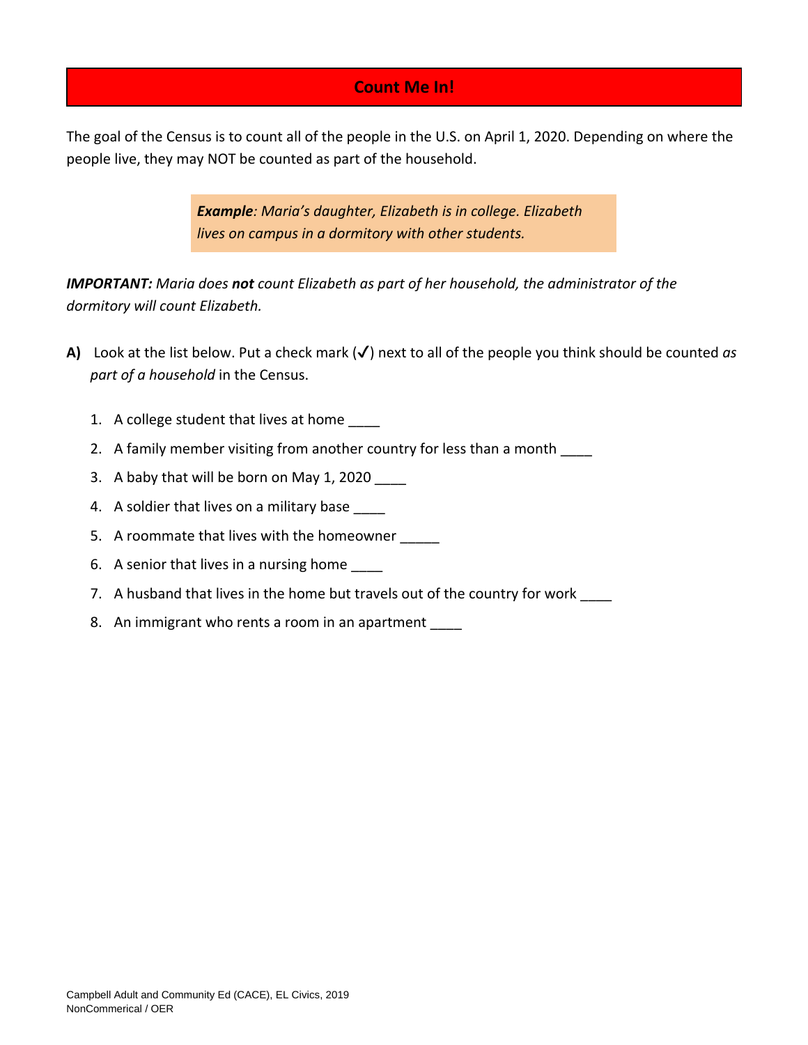# Count Me In!

The goal of the Census is to count all of the people in the U.S. on April 1, 2020. Depending on where the people live, they may NOT be counted as part of the household.

> ***Example****: Maria's daughter, Elizabeth is in college. Elizabeth lives on campus in a dormitory with other students.*

***IMPORTANT:*** *Maria does* ***not*** *count Elizabeth as part of her household, the administrator of the dormitory will count Elizabeth.*

**A)** Look at the list below. Put a check mark (✓) next to all of the people you think should be counted *as part of a household* in the Census.

1. A college student that lives at home ____
2. A family member visiting from another country for less than a month ____
3. A baby that will be born on May 1, 2020 ____
4. A soldier that lives on a military base ____
5. A roommate that lives with the homeowner _____
6. A senior that lives in a nursing home ____
7. A husband that lives in the home but travels out of the country for work ____
8. An immigrant who rents a room in an apartment ____

Campbell Adult and Community Ed (CACE), EL Civics, 2019
NonCommerical / OER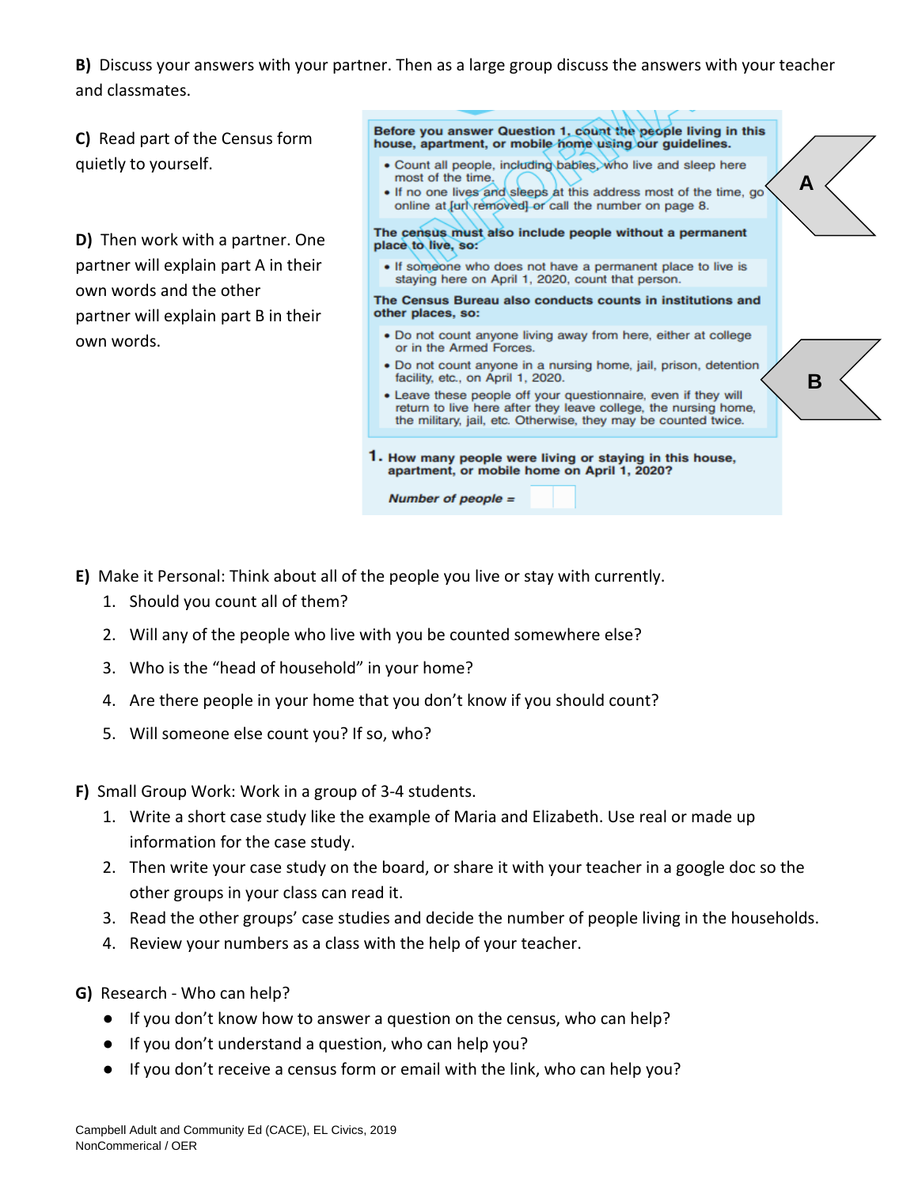**B)** Discuss your answers with your partner. Then as a large group discuss the answers with your teacher and classmates.

**C)** Read part of the Census form quietly to yourself.

**D)** Then work with a partner. One partner will explain part A in their own words and the other partner will explain part B in their own words.

**Before you answer Question 1, count the people living in this house, apartment, or mobile home using our guidelines.**

- Count all people, including babies, who live and sleep here most of the time.
- If no one lives and sleeps at this address most of the time, go online at [url removed] or call the number on page 8.

**A**

**The census must also include people without a permanent place to live, so:**

- If someone who does not have a permanent place to live is staying here on April 1, 2020, count that person.

**The Census Bureau also conducts counts in institutions and other places, so:**

- Do not count anyone living away from here, either at college or in the Armed Forces.
- Do not count anyone in a nursing home, jail, prison, detention facility, etc., on April 1, 2020.
- Leave these people off your questionnaire, even if they will return to live here after they leave college, the nursing home, the military, jail, etc. Otherwise, they may be counted twice.

**B**

**1.** **How many people were living or staying in this house, apartment, or mobile home on April 1, 2020?**

***Number of people =***

**E)** Make it Personal: Think about all of the people you live or stay with currently.

1. Should you count all of them?
2. Will any of the people who live with you be counted somewhere else?
3. Who is the "head of household" in your home?
4. Are there people in your home that you don't know if you should count?
5. Will someone else count you? If so, who?

**F)** Small Group Work: Work in a group of 3-4 students.

1. Write a short case study like the example of Maria and Elizabeth. Use real or made up information for the case study.
2. Then write your case study on the board, or share it with your teacher in a google doc so the other groups in your class can read it.
3. Read the other groups' case studies and decide the number of people living in the households.
4. Review your numbers as a class with the help of your teacher.

**G)** Research - Who can help?

- If you don't know how to answer a question on the census, who can help?
- If you don't understand a question, who can help you?
- If you don't receive a census form or email with the link, who can help you?

Campbell Adult and Community Ed (CACE), EL Civics, 2019
NonCommerical / OER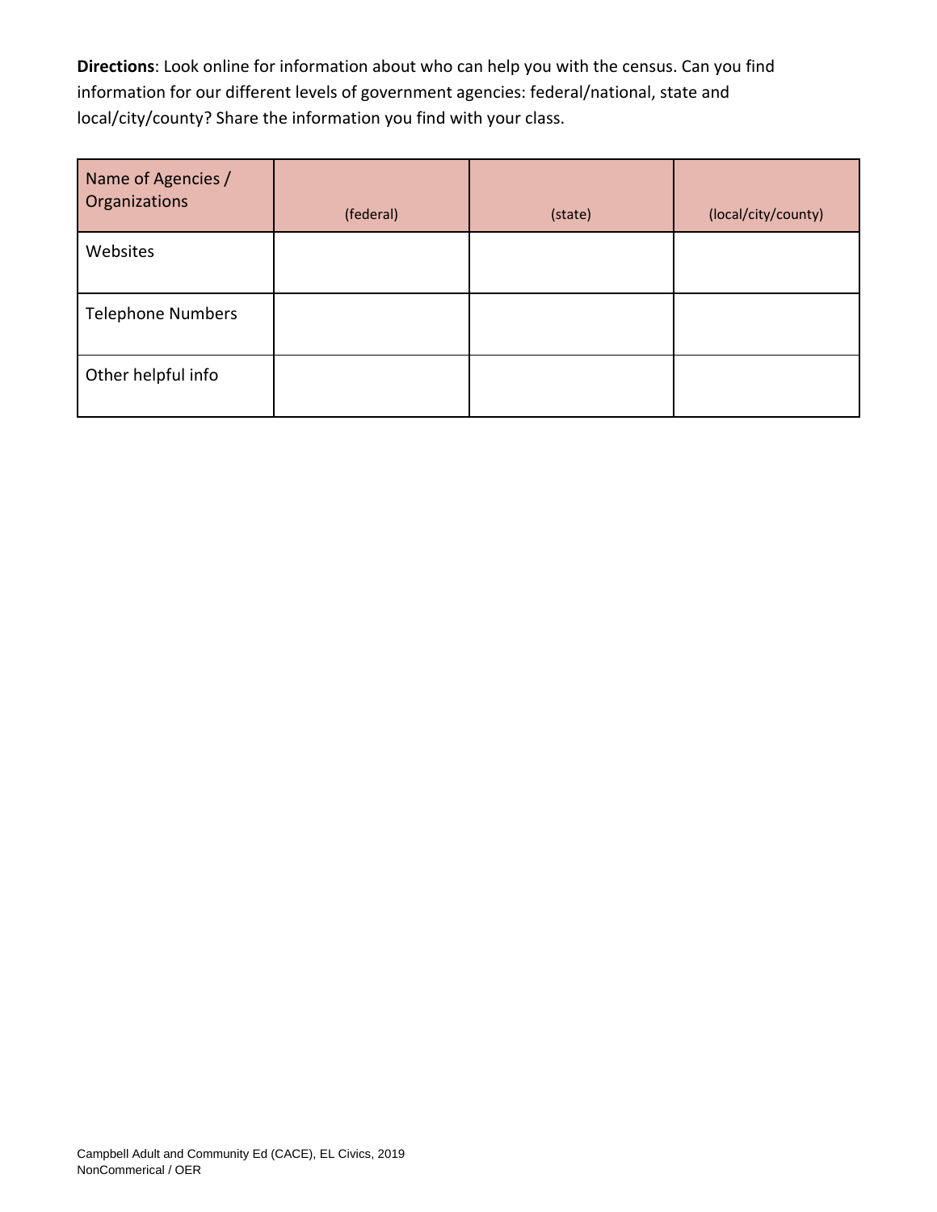**Directions**: Look online for information about who can help you with the census. Can you find information for our different levels of government agencies: federal/national, state and local/city/county? Share the information you find with your class.

| Name of Agencies / Organizations | (federal) | (state) | (local/city/county) |
|---|---|---|---|
| Websites | | | |
| Telephone Numbers | | | |
| Other helpful info | | | |

Campbell Adult and Community Ed (CACE), EL Civics, 2019
NonCommerical / OER